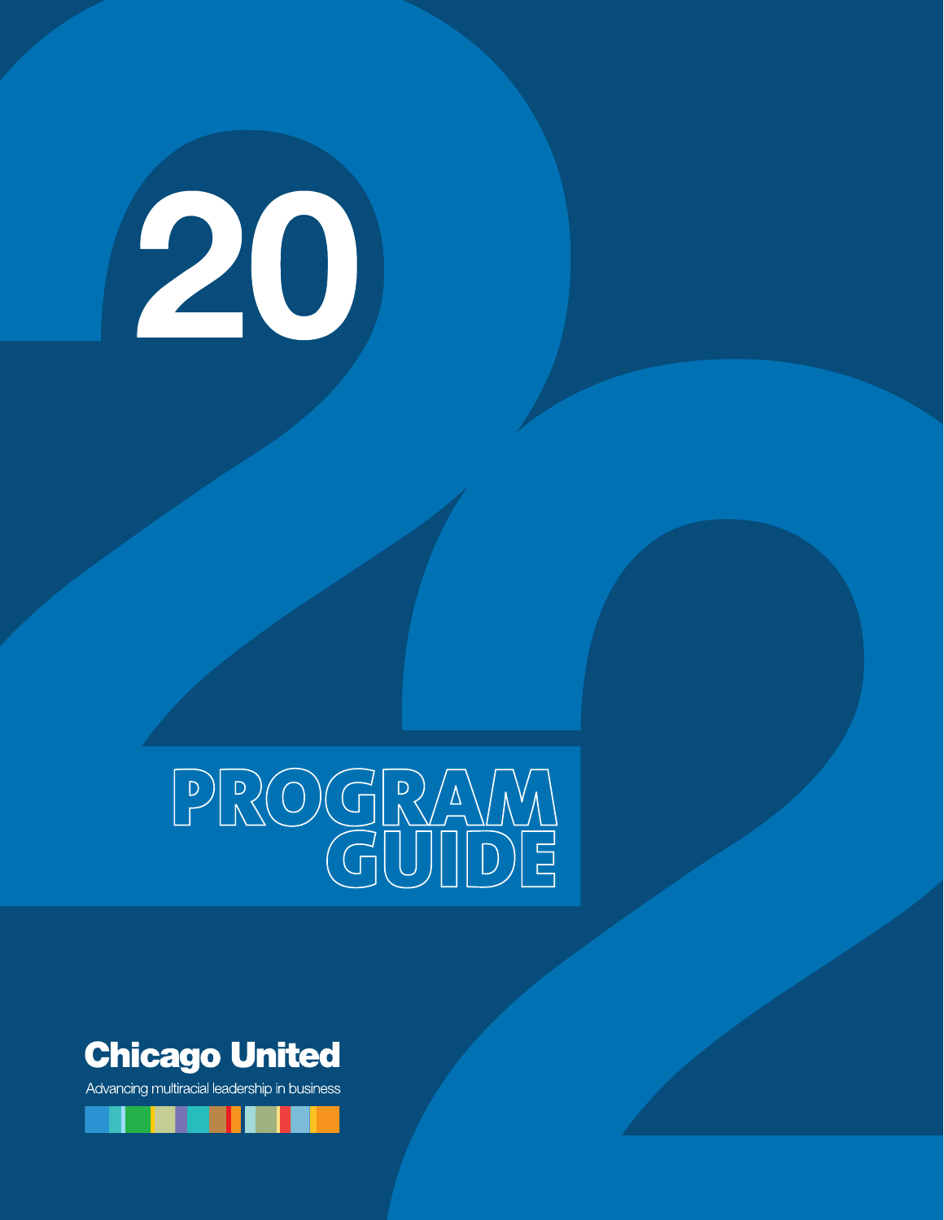# 2022

# PROGRAM GUIDE

**Chicago United**

Advancing multiracial leadership in business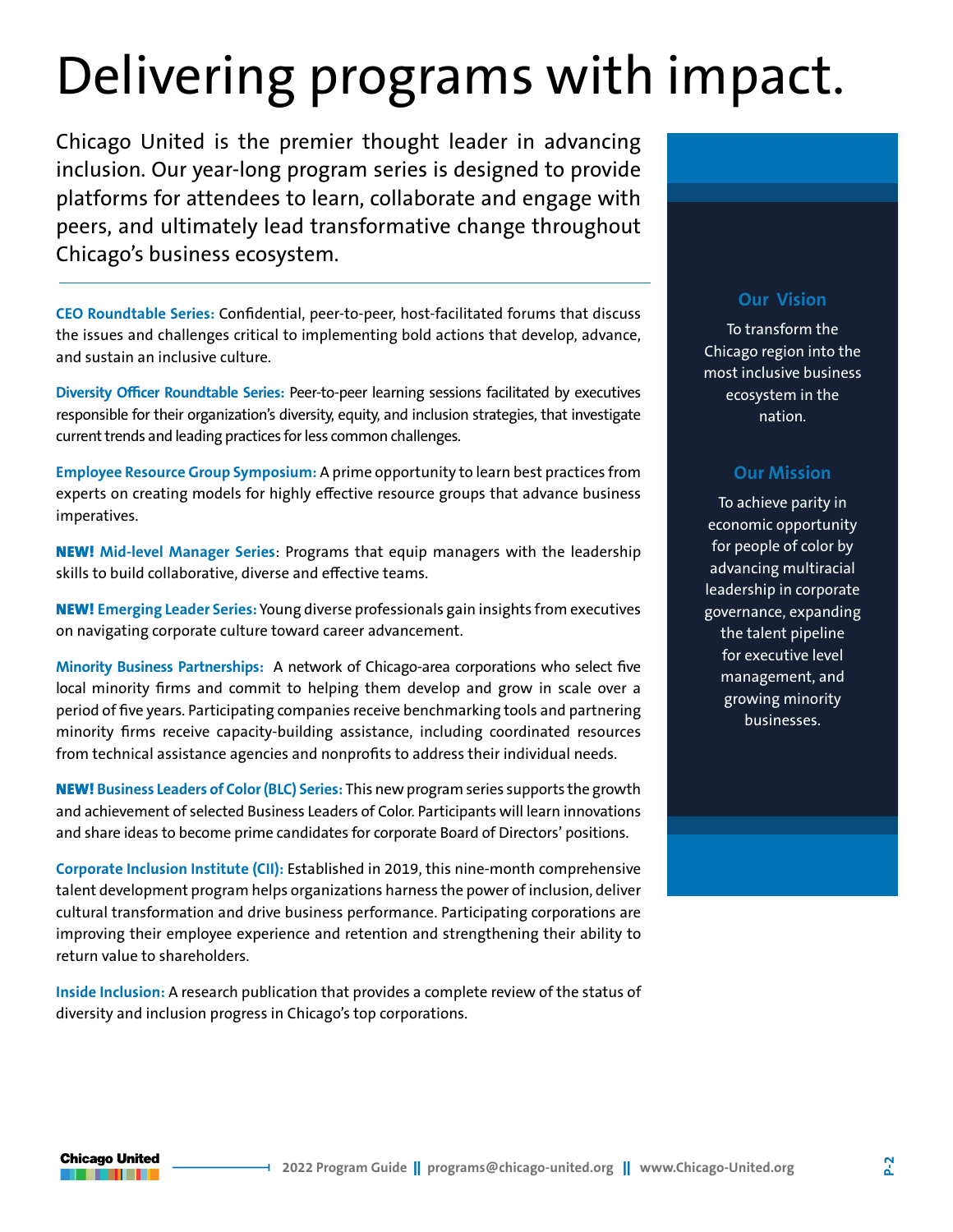# Delivering programs with impact.

Chicago United is the premier thought leader in advancing inclusion. Our year-long program series is designed to provide platforms for attendees to learn, collaborate and engage with peers, and ultimately lead transformative change throughout Chicago's business ecosystem.

**CEO Roundtable Series:** Confidential, peer-to-peer, host-facilitated forums that discuss the issues and challenges critical to implementing bold actions that develop, advance, and sustain an inclusive culture.

**Diversity Officer Roundtable Series:** Peer-to-peer learning sessions facilitated by executives responsible for their organization's diversity, equity, and inclusion strategies, that investigate current trends and leading practices for less common challenges.

**Employee Resource Group Symposium:** A prime opportunity to learn best practices from experts on creating models for highly effective resource groups that advance business imperatives.

**NEW! Mid-level Manager Series**: Programs that equip managers with the leadership skills to build collaborative, diverse and effective teams.

**NEW! Emerging Leader Series:** Young diverse professionals gain insights from executives on navigating corporate culture toward career advancement.

**Minority Business Partnerships:** A network of Chicago-area corporations who select five local minority firms and commit to helping them develop and grow in scale over a period of five years. Participating companies receive benchmarking tools and partnering minority firms receive capacity-building assistance, including coordinated resources from technical assistance agencies and nonprofits to address their individual needs.

**NEW! Business Leaders of Color (BLC) Series:** This new program series supports the growth and achievement of selected Business Leaders of Color. Participants will learn innovations and share ideas to become prime candidates for corporate Board of Directors' positions.

**Corporate Inclusion Institute (CII):** Established in 2019, this nine-month comprehensive talent development program helps organizations harness the power of inclusion, deliver cultural transformation and drive business performance. Participating corporations are improving their employee experience and retention and strengthening their ability to return value to shareholders.

**Inside Inclusion:** A research publication that provides a complete review of the status of diversity and inclusion progress in Chicago's top corporations.

## Our Vision

To transform the Chicago region into the most inclusive business ecosystem in the nation.

## Our Mission

To achieve parity in economic opportunity for people of color by advancing multiracial leadership in corporate governance, expanding the talent pipeline for executive level management, and growing minority businesses.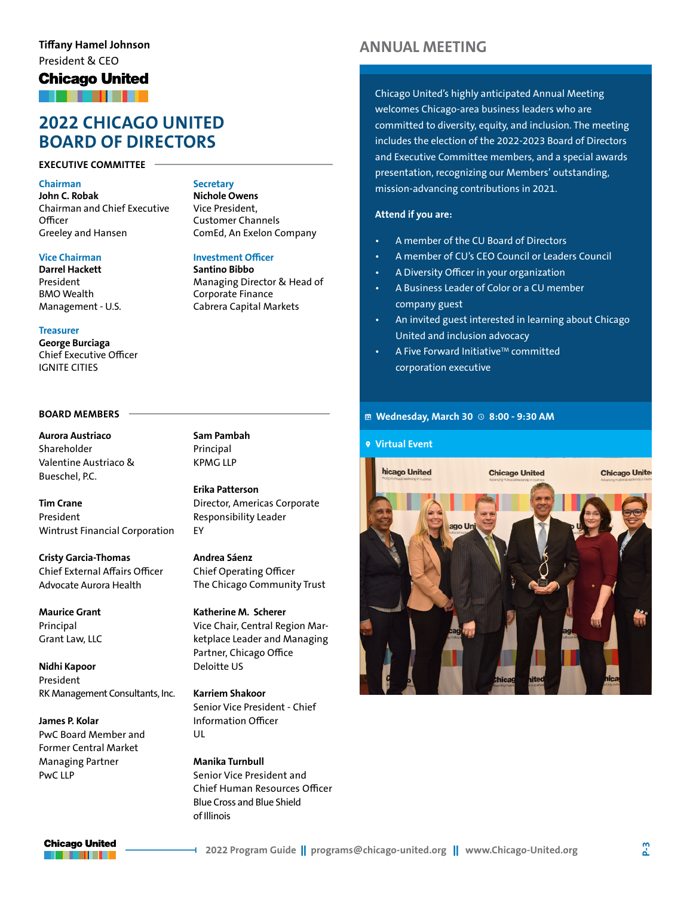**Tiffany Hamel Johnson**
President & CEO
**Chicago United**

# 2022 CHICAGO UNITED BOARD OF DIRECTORS

## EXECUTIVE COMMITTEE

**Chairman**
**John C. Robak**
Chairman and Chief Executive Officer
Greeley and Hansen

**Vice Chairman**
**Darrel Hackett**
President
BMO Wealth Management - U.S.

**Treasurer**
**George Burciaga**
Chief Executive Officer
IGNITE CITIES

**Secretary**
**Nichole Owens**
Vice President, Customer Channels
ComEd, An Exelon Company

**Investment Officer**
**Santino Bibbo**
Managing Director & Head of Corporate Finance
Cabrera Capital Markets

## BOARD MEMBERS

**Aurora Austriaco**
Shareholder
Valentine Austriaco & Bueschel, P.C.

**Tim Crane**
President
Wintrust Financial Corporation

**Cristy Garcia-Thomas**
Chief External Affairs Officer
Advocate Aurora Health

**Maurice Grant**
Principal
Grant Law, LLC

**Nidhi Kapoor**
President
RK Management Consultants, Inc.

**James P. Kolar**
PwC Board Member and Former Central Market Managing Partner
PwC LLP

**Sam Pambah**
Principal
KPMG LLP

**Erika Patterson**
Director, Americas Corporate Responsibility Leader
EY

**Andrea Sáenz**
Chief Operating Officer
The Chicago Community Trust

**Katherine M. Scherer**
Vice Chair, Central Region Marketplace Leader and Managing Partner, Chicago Office
Deloitte US

**Karriem Shakoor**
Senior Vice President - Chief Information Officer
UL

**Manika Turnbull**
Senior Vice President and Chief Human Resources Officer
Blue Cross and Blue Shield of Illinois

# ANNUAL MEETING

Chicago United's highly anticipated Annual Meeting welcomes Chicago-area business leaders who are committed to diversity, equity, and inclusion. The meeting includes the election of the 2022-2023 Board of Directors and Executive Committee members, and a special awards presentation, recognizing our Members' outstanding, mission-advancing contributions in 2021.

**Attend if you are:**

- A member of the CU Board of Directors
- A member of CU's CEO Council or Leaders Council
- A Diversity Officer in your organization
- A Business Leader of Color or a CU member company guest
- An invited guest interested in learning about Chicago United and inclusion advocacy
- A Five Forward Initiative™ committed corporation executive

**Wednesday, March 30 | 8:00 - 9:30 AM**

**Virtual Event**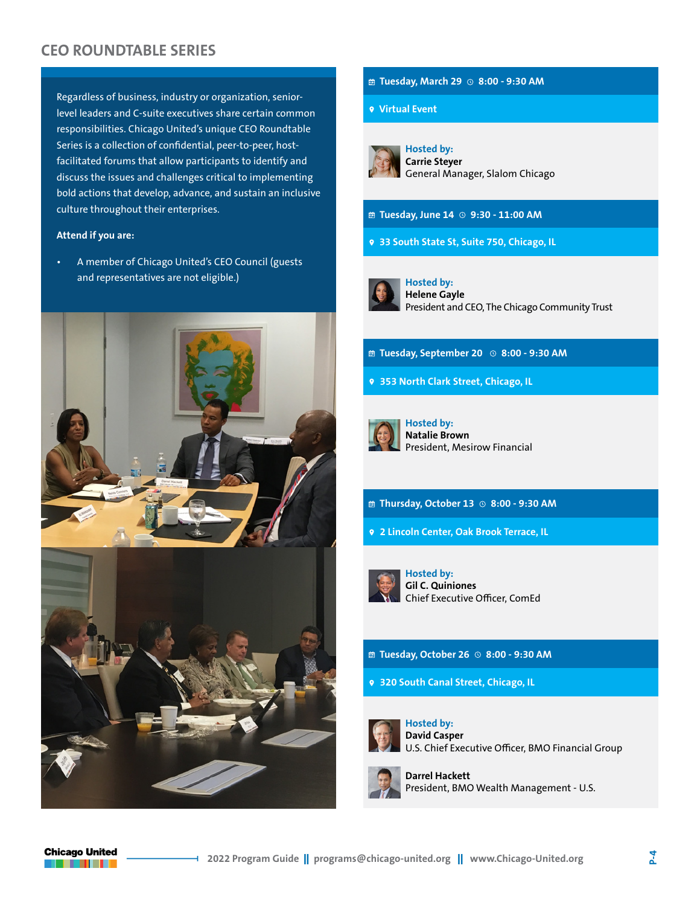## CEO ROUNDTABLE SERIES

Regardless of business, industry or organization, senior-level leaders and C-suite executives share certain common responsibilities. Chicago United's unique CEO Roundtable Series is a collection of confidential, peer-to-peer, host-facilitated forums that allow participants to identify and discuss the issues and challenges critical to implementing bold actions that develop, advance, and sustain an inclusive culture throughout their enterprises.

**Attend if you are:**

- A member of Chicago United's CEO Council (guests and representatives are not eligible.)

**Tuesday, March 29** 8:00 - 9:30 AM

**Virtual Event**

Hosted by:
**Carrie Steyer**
General Manager, Slalom Chicago

**Tuesday, June 14** 9:30 - 11:00 AM

**33 South State St, Suite 750, Chicago, IL**

Hosted by:
**Helene Gayle**
President and CEO, The Chicago Community Trust

**Tuesday, September 20** 8:00 - 9:30 AM

**353 North Clark Street, Chicago, IL**

Hosted by:
**Natalie Brown**
President, Mesirow Financial

**Thursday, October 13** 8:00 - 9:30 AM

**2 Lincoln Center, Oak Brook Terrace, IL**

Hosted by:
**Gil C. Quiniones**
Chief Executive Officer, ComEd

**Tuesday, October 26** 8:00 - 9:30 AM

**320 South Canal Street, Chicago, IL**

Hosted by:
**David Casper**
U.S. Chief Executive Officer, BMO Financial Group

**Darrel Hackett**
President, BMO Wealth Management - U.S.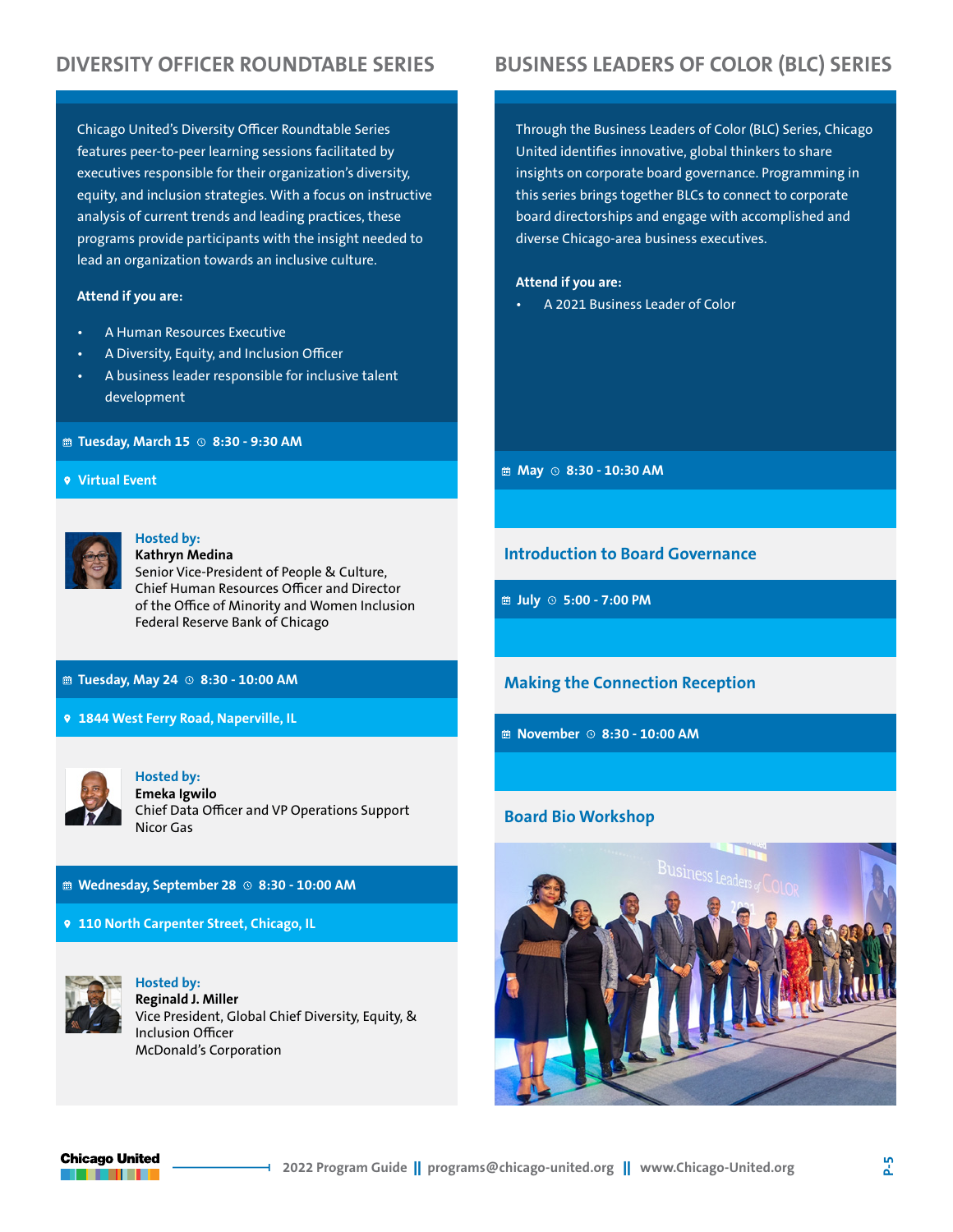## DIVERSITY OFFICER ROUNDTABLE SERIES

Chicago United's Diversity Officer Roundtable Series features peer-to-peer learning sessions facilitated by executives responsible for their organization's diversity, equity, and inclusion strategies. With a focus on instructive analysis of current trends and leading practices, these programs provide participants with the insight needed to lead an organization towards an inclusive culture.

**Attend if you are:**

- A Human Resources Executive
- A Diversity, Equity, and Inclusion Officer
- A business leader responsible for inclusive talent development

**Tuesday, March 15 · 8:30 - 9:30 AM**

**Virtual Event**

**Hosted by:**
**Kathryn Medina**
Senior Vice-President of People & Culture, Chief Human Resources Officer and Director of the Office of Minority and Women Inclusion
Federal Reserve Bank of Chicago

**Tuesday, May 24 · 8:30 - 10:00 AM**

**1844 West Ferry Road, Naperville, IL**

**Hosted by:**
**Emeka Igwilo**
Chief Data Officer and VP Operations Support
Nicor Gas

**Wednesday, September 28 · 8:30 - 10:00 AM**

**110 North Carpenter Street, Chicago, IL**

**Hosted by:**
**Reginald J. Miller**
Vice President, Global Chief Diversity, Equity, & Inclusion Officer
McDonald's Corporation

## BUSINESS LEADERS OF COLOR (BLC) SERIES

Through the Business Leaders of Color (BLC) Series, Chicago United identifies innovative, global thinkers to share insights on corporate board governance. Programming in this series brings together BLCs to connect to corporate board directorships and engage with accomplished and diverse Chicago-area business executives.

**Attend if you are:**

- A 2021 Business Leader of Color

**May · 8:30 - 10:30 AM**

### Introduction to Board Governance

**July · 5:00 - 7:00 PM**

### Making the Connection Reception

**November · 8:30 - 10:00 AM**

### Board Bio Workshop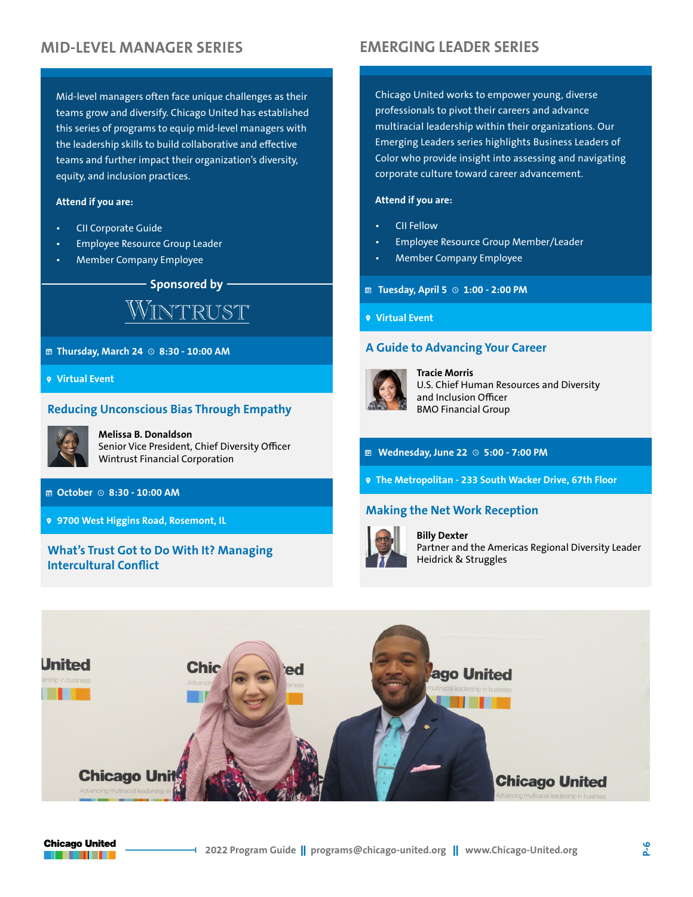## MID-LEVEL MANAGER SERIES

Mid-level managers often face unique challenges as their teams grow and diversify. Chicago United has established this series of programs to equip mid-level managers with the leadership skills to build collaborative and effective teams and further impact their organization's diversity, equity, and inclusion practices.

**Attend if you are:**

- CII Corporate Guide
- Employee Resource Group Leader
- Member Company Employee

**Sponsored by**

WINTRUST

**Thursday, March 24 | 8:30 - 10:00 AM**

**Virtual Event**

### Reducing Unconscious Bias Through Empathy

**Melissa B. Donaldson**
Senior Vice President, Chief Diversity Officer
Wintrust Financial Corporation

**October | 8:30 - 10:00 AM**

**9700 West Higgins Road, Rosemont, IL**

### What's Trust Got to Do With It? Managing Intercultural Conflict

## EMERGING LEADER SERIES

Chicago United works to empower young, diverse professionals to pivot their careers and advance multiracial leadership within their organizations. Our Emerging Leaders series highlights Business Leaders of Color who provide insight into assessing and navigating corporate culture toward career advancement.

**Attend if you are:**

- CII Fellow
- Employee Resource Group Member/Leader
- Member Company Employee

**Tuesday, April 5 | 1:00 - 2:00 PM**

**Virtual Event**

### A Guide to Advancing Your Career

**Tracie Morris**
U.S. Chief Human Resources and Diversity and Inclusion Officer
BMO Financial Group

**Wednesday, June 22 | 5:00 - 7:00 PM**

**The Metropolitan - 233 South Wacker Drive, 67th Floor**

### Making the Net Work Reception

**Billy Dexter**
Partner and the Americas Regional Diversity Leader
Heidrick & Struggles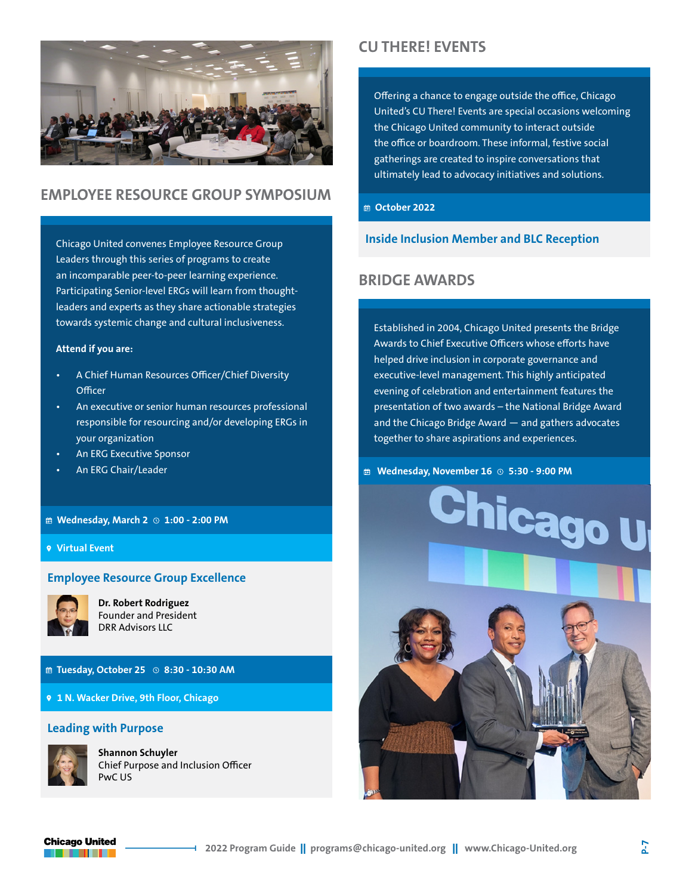## EMPLOYEE RESOURCE GROUP SYMPOSIUM

Chicago United convenes Employee Resource Group Leaders through this series of programs to create an incomparable peer-to-peer learning experience. Participating Senior-level ERGs will learn from thought-leaders and experts as they share actionable strategies towards systemic change and cultural inclusiveness.

**Attend if you are:**

- A Chief Human Resources Officer/Chief Diversity Officer
- An executive or senior human resources professional responsible for resourcing and/or developing ERGs in your organization
- An ERG Executive Sponsor
- An ERG Chair/Leader

**Wednesday, March 2 | 1:00 - 2:00 PM**

**Virtual Event**

### Employee Resource Group Excellence

**Dr. Robert Rodriguez**
Founder and President
DRR Advisors LLC

**Tuesday, October 25 | 8:30 - 10:30 AM**

**1 N. Wacker Drive, 9th Floor, Chicago**

### Leading with Purpose

**Shannon Schuyler**
Chief Purpose and Inclusion Officer
PwC US

## CU THERE! EVENTS

Offering a chance to engage outside the office, Chicago United's CU There! Events are special occasions welcoming the Chicago United community to interact outside the office or boardroom. These informal, festive social gatherings are created to inspire conversations that ultimately lead to advocacy initiatives and solutions.

**October 2022**

### Inside Inclusion Member and BLC Reception

## BRIDGE AWARDS

Established in 2004, Chicago United presents the Bridge Awards to Chief Executive Officers whose efforts have helped drive inclusion in corporate governance and executive-level management. This highly anticipated evening of celebration and entertainment features the presentation of two awards – the National Bridge Award and the Chicago Bridge Award — and gathers advocates together to share aspirations and experiences.

**Wednesday, November 16 | 5:30 - 9:00 PM**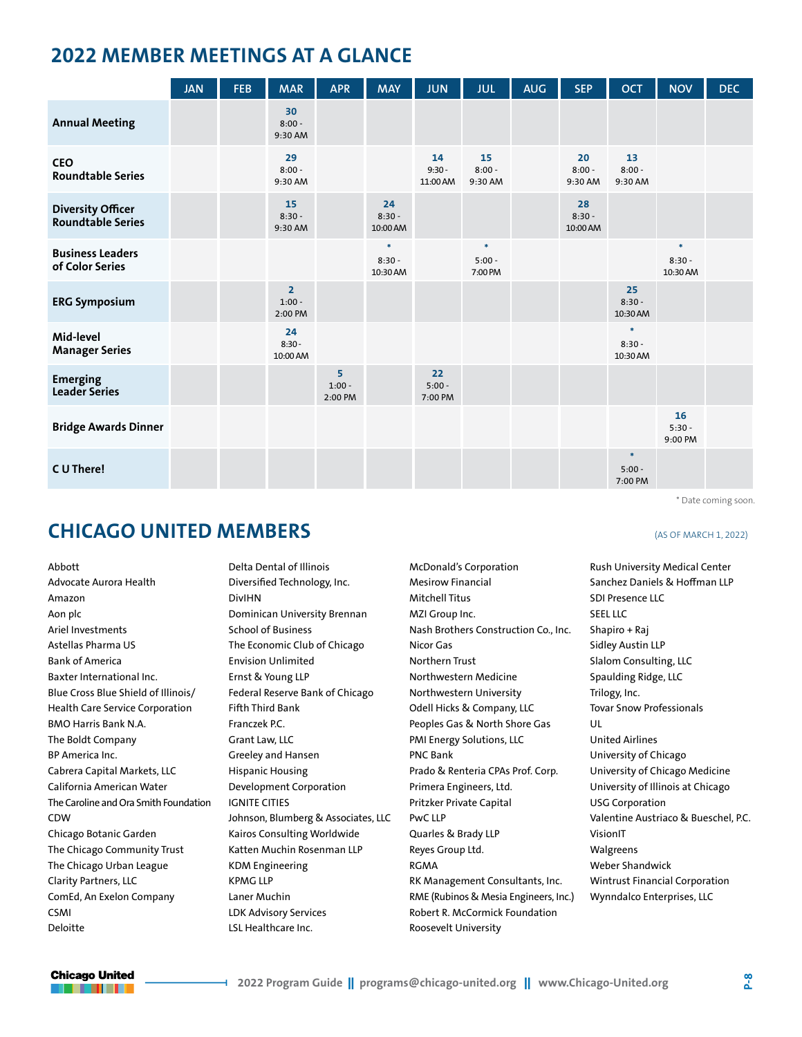## 2022 MEMBER MEETINGS AT A GLANCE

| | JAN | FEB | MAR | APR | MAY | JUN | JUL | AUG | SEP | OCT | NOV | DEC |
|---|---|---|---|---|---|---|---|---|---|---|---|---|
| **Annual Meeting** | | | **30** 8:00 - 9:30 AM | | | | | | | | | |
| **CEO Roundtable Series** | | | **29** 8:00 - 9:30 AM | | | **14** 9:30 - 11:00 AM | **15** 8:00 - 9:30 AM | | **20** 8:00 - 9:30 AM | **13** 8:00 - 9:30 AM | | |
| **Diversity Officer Roundtable Series** | | | **15** 8:30 - 9:30 AM | | **24** 8:30 - 10:00 AM | | | | **28** 8:30 - 10:00 AM | | | |
| **Business Leaders of Color Series** | | | | | * 8:30 - 10:30 AM | | * 5:00 - 7:00 PM | | | | * 8:30 - 10:30 AM | |
| **ERG Symposium** | | | **2** 1:00 - 2:00 PM | | | | | | | **25** 8:30 - 10:30 AM | | |
| **Mid-level Manager Series** | | | **24** 8:30 - 10:00 AM | | | | | | | * 8:30 - 10:30 AM | | |
| **Emerging Leader Series** | | | | **5** 1:00 - 2:00 PM | | **22** 5:00 - 7:00 PM | | | | | | |
| **Bridge Awards Dinner** | | | | | | | | | | | **16** 5:30 - 9:00 PM | |
| **C U There!** | | | | | | | | | | * 5:00 - 7:00 PM | | |

* Date coming soon.

## CHICAGO UNITED MEMBERS

(AS OF MARCH 1, 2022)

Abbott
Advocate Aurora Health
Amazon
Aon plc
Ariel Investments
Astellas Pharma US
Bank of America
Baxter International Inc.
Blue Cross Blue Shield of Illinois/ Health Care Service Corporation
BMO Harris Bank N.A.
The Boldt Company
BP America Inc.
Cabrera Capital Markets, LLC
California American Water
The Caroline and Ora Smith Foundation
CDW
Chicago Botanic Garden
The Chicago Community Trust
The Chicago Urban League
Clarity Partners, LLC
ComEd, An Exelon Company
CSMI
Deloitte
Delta Dental of Illinois
Diversified Technology, Inc.
DivIHN
Dominican University Brennan School of Business
The Economic Club of Chicago
Envision Unlimited
Ernst & Young LLP
Federal Reserve Bank of Chicago
Fifth Third Bank
Franczek P.C.
Grant Law, LLC
Greeley and Hansen
Hispanic Housing Development Corporation
IGNITE CITIES
Johnson, Blumberg & Associates, LLC
Kairos Consulting Worldwide
Katten Muchin Rosenman LLP
KDM Engineering
KPMG LLP
Laner Muchin
LDK Advisory Services
LSL Healthcare Inc.
McDonald's Corporation
Mesirow Financial
Mitchell Titus
MZI Group Inc.
Nash Brothers Construction Co., Inc.
Nicor Gas
Northern Trust
Northwestern Medicine
Northwestern University
Odell Hicks & Company, LLC
Peoples Gas & North Shore Gas
PMI Energy Solutions, LLC
PNC Bank
Prado & Renteria CPAs Prof. Corp.
Primera Engineers, Ltd.
Pritzker Private Capital
PwC LLP
Quarles & Brady LLP
Reyes Group Ltd.
RGMA
RK Management Consultants, Inc.
RME (Rubinos & Mesia Engineers, Inc.)
Robert R. McCormick Foundation
Roosevelt University
Rush University Medical Center
Sanchez Daniels & Hoffman LLP
SDI Presence LLC
SEEL LLC
Shapiro + Raj
Sidley Austin LLP
Slalom Consulting, LLC
Spaulding Ridge, LLC
Trilogy, Inc.
Tovar Snow Professionals
UL
United Airlines
University of Chicago
University of Chicago Medicine
University of Illinois at Chicago
USG Corporation
Valentine Austriaco & Bueschel, P.C.
VisionIT
Walgreens
Weber Shandwick
Wintrust Financial Corporation
Wynndalco Enterprises, LLC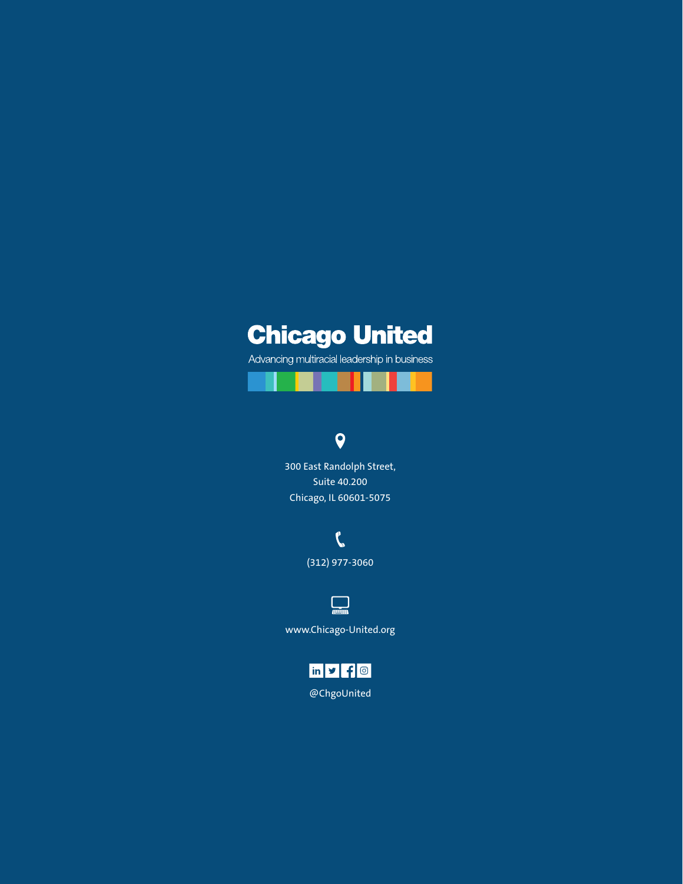# Chicago United

Advancing multiracial leadership in business

300 East Randolph Street,
Suite 40.200
Chicago, IL 60601-5075

(312) 977-3060

www.Chicago-United.org

@ChgoUnited